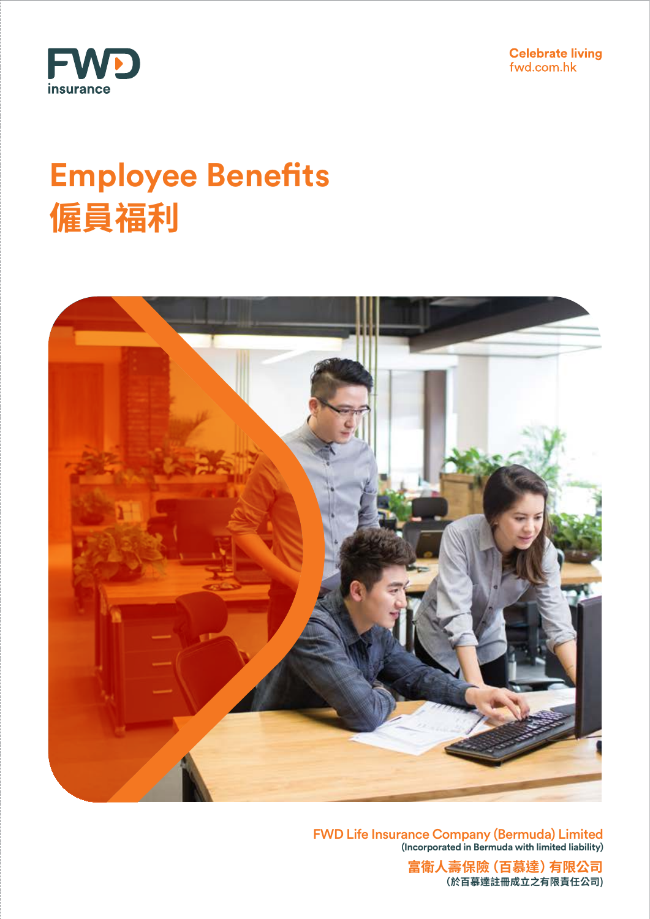FWD insurance

Celebrate living
fwd.com.hk

# Employee Benefits
# 僱員福利

FWD Life Insurance Company (Bermuda) Limited
(Incorporated in Bermuda with limited liability)

富衛人壽保險（百慕達）有限公司
（於百慕達註冊成立之有限責任公司）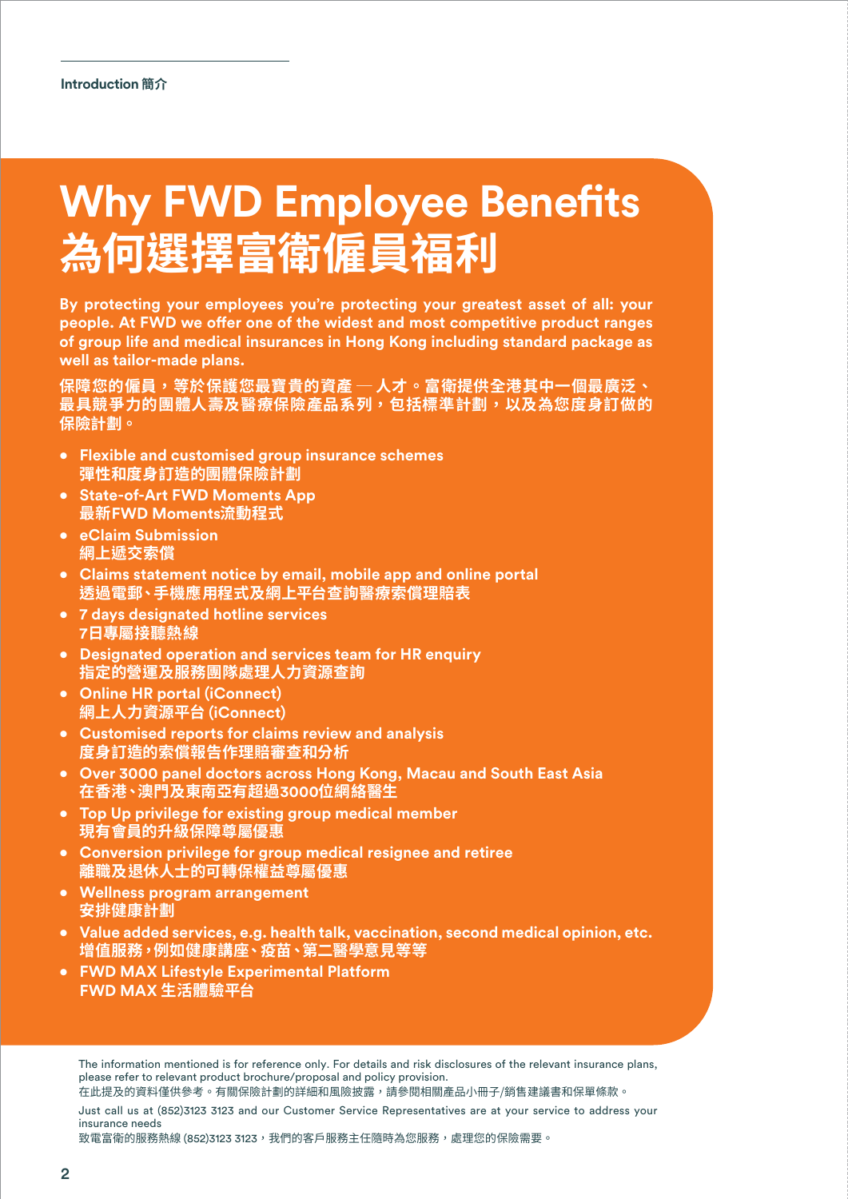# Why FWD Employee Benefits
# 為何選擇富衛僱員福利

**By protecting your employees you're protecting your greatest asset of all: your people. At FWD we offer one of the widest and most competitive product ranges of group life and medical insurances in Hong Kong including standard package as well as tailor-made plans.**

**保障您的僱員，等於保護您最寶貴的資產 — 人才。富衛提供全港其中一個最廣泛、最具競爭力的團體人壽及醫療保險產品系列，包括標準計劃，以及為您度身訂做的保險計劃。**

- **Flexible and customised group insurance schemes**
  **彈性和度身訂造的團體保險計劃**
- **State-of-Art FWD Moments App**
  **最新FWD Moments流動程式**
- **eClaim Submission**
  **網上遞交索償**
- **Claims statement notice by email, mobile app and online portal**
  **透過電郵、手機應用程式及網上平台查詢醫療索償理賠表**
- **7 days designated hotline services**
  **7日專屬接聽熱線**
- **Designated operation and services team for HR enquiry**
  **指定的營運及服務團隊處理人力資源查詢**
- **Online HR portal (iConnect)**
  **網上人力資源平台 (iConnect)**
- **Customised reports for claims review and analysis**
  **度身訂造的索償報告作理賠審查和分析**
- **Over 3000 panel doctors across Hong Kong, Macau and South East Asia**
  **在香港、澳門及東南亞有超過3000位網絡醫生**
- **Top Up privilege for existing group medical member**
  **現有會員的升級保障尊屬優惠**
- **Conversion privilege for group medical resignee and retiree**
  **離職及退休人士的可轉保權益尊屬優惠**
- **Wellness program arrangement**
  **安排健康計劃**
- **Value added services, e.g. health talk, vaccination, second medical opinion, etc.**
  **增值服務，例如健康講座、疫苗、第二醫學意見等等**
- **FWD MAX Lifestyle Experimental Platform**
  **FWD MAX 生活體驗平台**

The information mentioned is for reference only. For details and risk disclosures of the relevant insurance plans, please refer to relevant product brochure/proposal and policy provision.
在此提及的資料僅供參考。有關保險計劃的詳細和風險披露，請參閱相關產品小冊子/銷售建議書和保單條款。

Just call us at (852)3123 3123 and our Customer Service Representatives are at your service to address your insurance needs
致電富衛的服務熱線 (852)3123 3123，我們的客戶服務主任隨時為您服務，處理您的保險需要。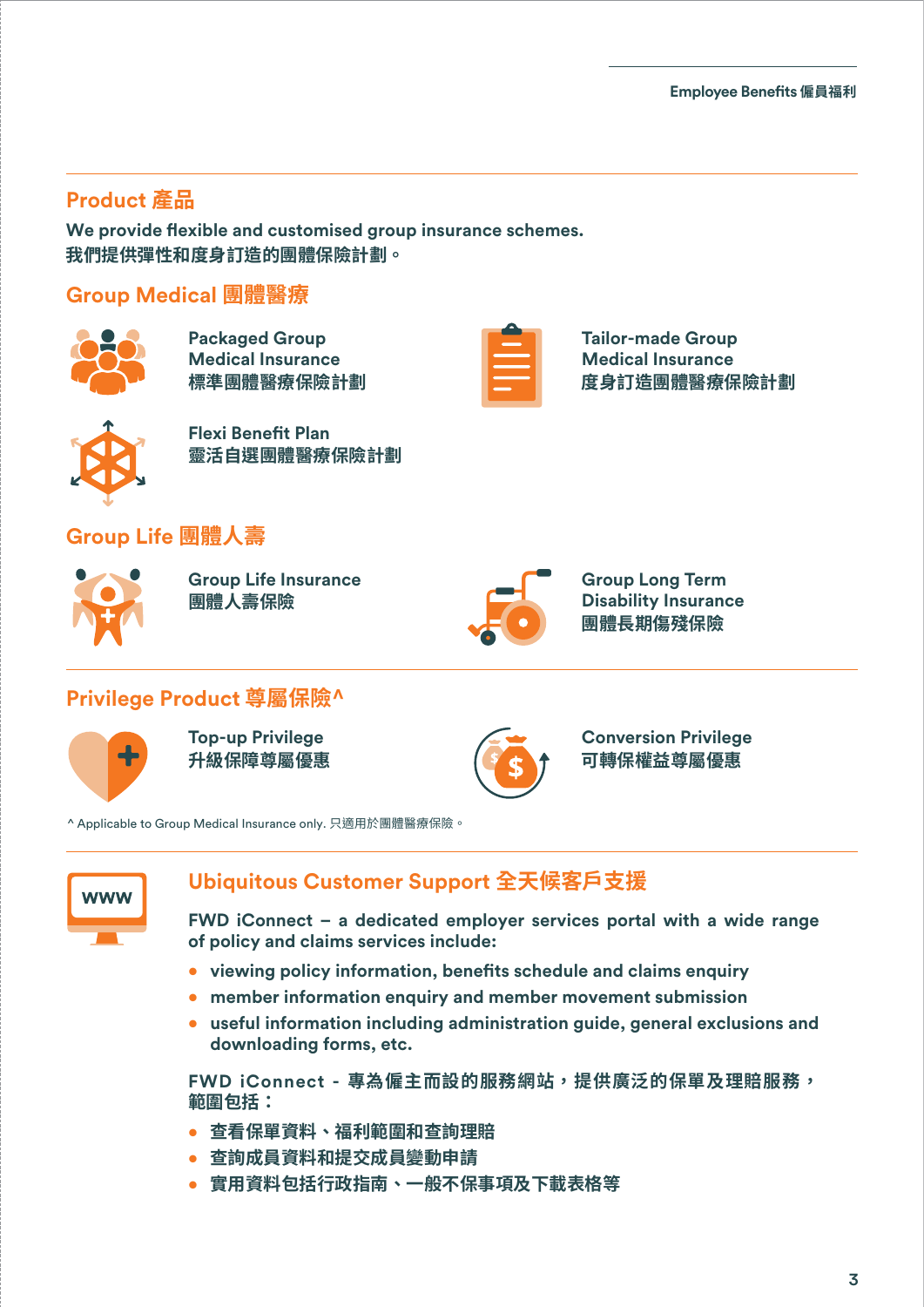## Product 產品

We provide flexible and customised group insurance schemes.
我們提供彈性和度身訂造的團體保險計劃。

### Group Medical 團體醫療

- Packaged Group Medical Insurance 標準團體醫療保險計劃
- Tailor-made Group Medical Insurance 度身訂造團體醫療保險計劃
- Flexi Benefit Plan 靈活自選團體醫療保險計劃

### Group Life 團體人壽

- Group Life Insurance 團體人壽保險
- Group Long Term Disability Insurance 團體長期傷殘保險

### Privilege Product 尊屬保險^

- Top-up Privilege 升級保障尊屬優惠
- Conversion Privilege 可轉保權益尊屬優惠

^ Applicable to Group Medical Insurance only. 只適用於團體醫療保險。

## Ubiquitous Customer Support 全天候客戶支援

FWD iConnect – a dedicated employer services portal with a wide range of policy and claims services include:

- viewing policy information, benefits schedule and claims enquiry
- member information enquiry and member movement submission
- useful information including administration guide, general exclusions and downloading forms, etc.

FWD iConnect - 專為僱主而設的服務網站，提供廣泛的保單及理賠服務，範圍包括：

- 查看保單資料、福利範圍和查詢理賠
- 查詢成員資料和提交成員變動申請
- 實用資料包括行政指南、一般不保事項及下載表格等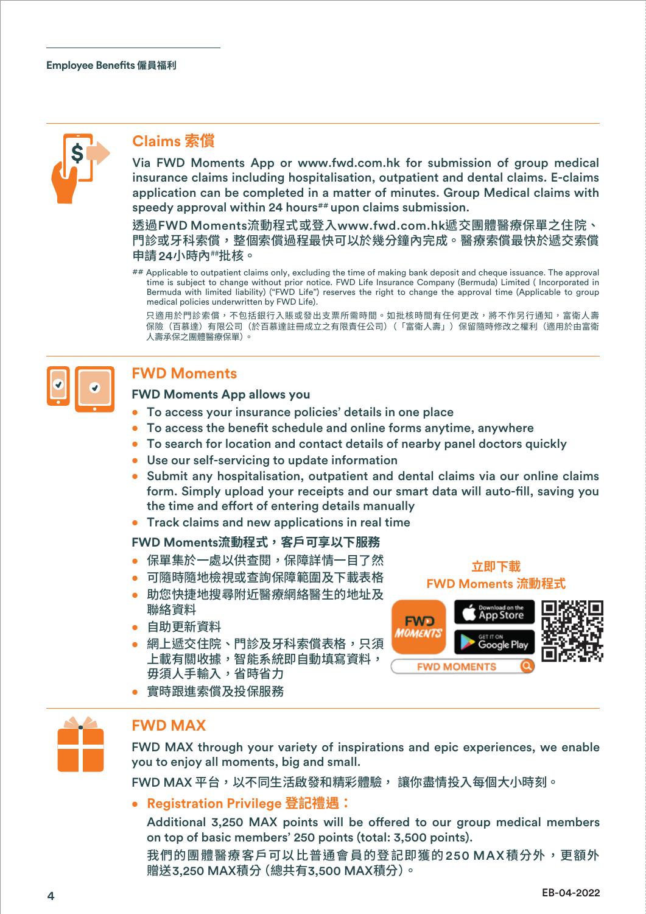## Claims 索償

Via FWD Moments App or www.fwd.com.hk for submission of group medical insurance claims including hospitalisation, outpatient and dental claims. E-claims application can be completed in a matter of minutes. Group Medical claims with speedy approval within 24 hours## upon claims submission.

透過FWD Moments流動程式或登入www.fwd.com.hk遞交團體醫療保單之住院、門診或牙科索償，整個索償過程最快可以於幾分鐘內完成。醫療索償最快於遞交索償申請24小時內##批核。

## Applicable to outpatient claims only, excluding the time of making bank deposit and cheque issuance. The approval time is subject to change without prior notice. FWD Life Insurance Company (Bermuda) Limited ( Incorporated in Bermuda with limited liability) ("FWD Life") reserves the right to change the approval time (Applicable to group medical policies underwritten by FWD Life).

只適用於門診索償，不包括銀行入賬或發出支票所需時間。如批核時間有任何更改，將不作另行通知，富衛人壽保險（百慕達）有限公司（於百慕達註冊成立之有限責任公司）（「富衛人壽」）保留隨時修改之權利（適用於由富衛人壽承保之團體醫療保單）。

## FWD Moments

**FWD Moments App allows you**

- To access your insurance policies' details in one place
- To access the benefit schedule and online forms anytime, anywhere
- To search for location and contact details of nearby panel doctors quickly
- Use our self-servicing to update information
- Submit any hospitalisation, outpatient and dental claims via our online claims form. Simply upload your receipts and our smart data will auto-fill, saving you the time and effort of entering details manually
- Track claims and new applications in real time

**FWD Moments流動程式，客戶可享以下服務**

- 保單集於一處以供查閱，保障詳情一目了然
- 可隨時隨地檢視或查詢保障範圍及下載表格
- 助您快捷地搜尋附近醫療網絡醫生的地址及聯絡資料
- 自助更新資料
- 網上遞交住院、門診及牙科索償表格，只須上載有關收據，智能系統即自動填寫資料，毋須人手輸入，省時省力
- 實時跟進索償及投保服務

立即下載
FWD Moments 流動程式

Download on the App Store
GET IT ON Google Play
FWD MOMENTS

## FWD MAX

FWD MAX through your variety of inspirations and epic experiences, we enable you to enjoy all moments, big and small.

FWD MAX 平台，以不同生活啟發和精彩體驗， 讓你盡情投入每個大小時刻。

- **Registration Privilege 登記禮遇：**

  Additional 3,250 MAX points will be offered to our group medical members on top of basic members' 250 points (total: 3,500 points).

  我們的團體醫療客戶可以比普通會員的登記即獲的250 MAX積分外，更額外贈送3,250 MAX積分 (總共有3,500 MAX積分)。

EB-04-2022